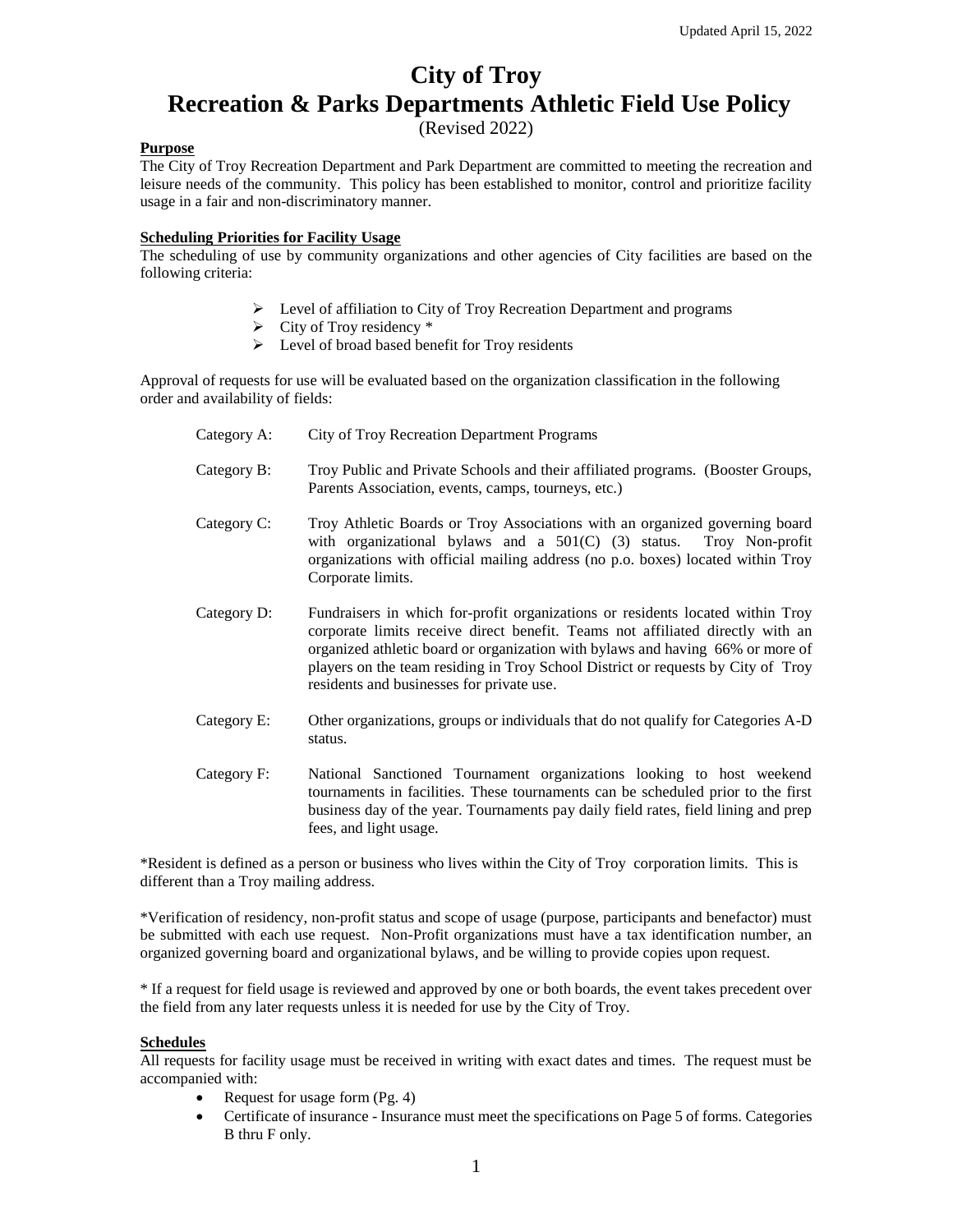Updated April 15, 2022

# City of Troy
# Recreation & Parks Departments Athletic Field Use Policy

(Revised 2022)

**Purpose**

The City of Troy Recreation Department and Park Department are committed to meeting the recreation and leisure needs of the community. This policy has been established to monitor, control and prioritize facility usage in a fair and non-discriminatory manner.

**Scheduling Priorities for Facility Usage**

The scheduling of use by community organizations and other agencies of City facilities are based on the following criteria:

- Level of affiliation to City of Troy Recreation Department and programs
- City of Troy residency *
- Level of broad based benefit for Troy residents

Approval of requests for use will be evaluated based on the organization classification in the following order and availability of fields:

Category A: City of Troy Recreation Department Programs

Category B: Troy Public and Private Schools and their affiliated programs. (Booster Groups, Parents Association, events, camps, tourneys, etc.)

Category C: Troy Athletic Boards or Troy Associations with an organized governing board with organizational bylaws and a 501(C) (3) status. Troy Non-profit organizations with official mailing address (no p.o. boxes) located within Troy Corporate limits.

Category D: Fundraisers in which for-profit organizations or residents located within Troy corporate limits receive direct benefit. Teams not affiliated directly with an organized athletic board or organization with bylaws and having 66% or more of players on the team residing in Troy School District or requests by City of Troy residents and businesses for private use.

Category E: Other organizations, groups or individuals that do not qualify for Categories A-D status.

Category F: National Sanctioned Tournament organizations looking to host weekend tournaments in facilities. These tournaments can be scheduled prior to the first business day of the year. Tournaments pay daily field rates, field lining and prep fees, and light usage.

*Resident is defined as a person or business who lives within the City of Troy corporation limits. This is different than a Troy mailing address.

*Verification of residency, non-profit status and scope of usage (purpose, participants and benefactor) must be submitted with each use request. Non-Profit organizations must have a tax identification number, an organized governing board and organizational bylaws, and be willing to provide copies upon request.

* If a request for field usage is reviewed and approved by one or both boards, the event takes precedent over the field from any later requests unless it is needed for use by the City of Troy.

**Schedules**

All requests for facility usage must be received in writing with exact dates and times. The request must be accompanied with:

- Request for usage form (Pg. 4)
- Certificate of insurance - Insurance must meet the specifications on Page 5 of forms. Categories B thru F only.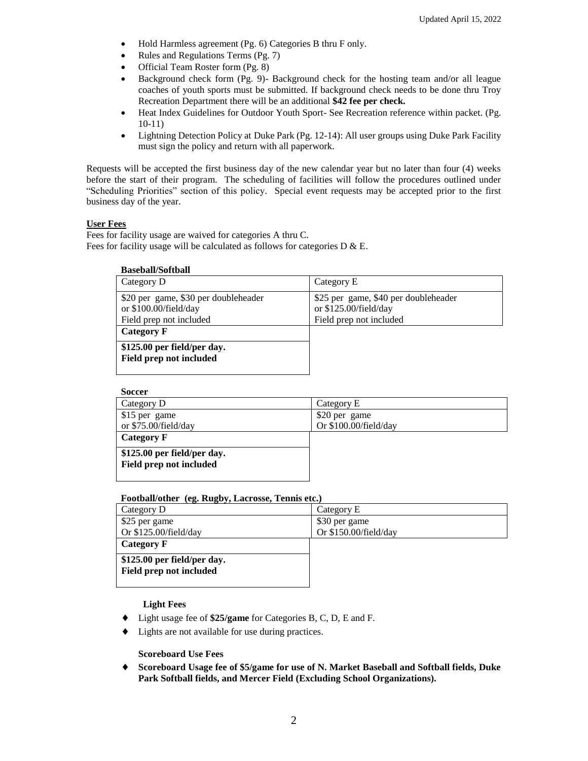- Hold Harmless agreement (Pg. 6) Categories B thru F only.
- Rules and Regulations Terms (Pg. 7)
- Official Team Roster form (Pg. 8)
- Background check form (Pg. 9)- Background check for the hosting team and/or all league coaches of youth sports must be submitted. If background check needs to be done thru Troy Recreation Department there will be an additional **$42 fee per check.**
- Heat Index Guidelines for Outdoor Youth Sport- See Recreation reference within packet. (Pg. 10-11)
- Lightning Detection Policy at Duke Park (Pg. 12-14): All user groups using Duke Park Facility must sign the policy and return with all paperwork.

Requests will be accepted the first business day of the new calendar year but no later than four (4) weeks before the start of their program. The scheduling of facilities will follow the procedures outlined under "Scheduling Priorities" section of this policy. Special event requests may be accepted prior to the first business day of the year.

**User Fees**

Fees for facility usage are waived for categories A thru C.
Fees for facility usage will be calculated as follows for categories D & E.

**Baseball/Softball**

| Category D | Category E |
|---|---|
| $20 per game, $30 per doubleheader<br>or $100.00/field/day<br>Field prep not included | $25 per game, $40 per doubleheader<br>or $125.00/field/day<br>Field prep not included |
| **Category F** | |
| **$125.00 per field/per day.**<br>**Field prep not included** | |

**Soccer**

| Category D | Category E |
|---|---|
| $15 per game<br>or $75.00/field/day | $20 per game<br>Or $100.00/field/day |
| **Category F** | |
| **$125.00 per field/per day.**<br>**Field prep not included** | |

**Football/other (eg. Rugby, Lacrosse, Tennis etc.)**

| Category D | Category E |
|---|---|
| $25 per game<br>Or $125.00/field/day | $30 per game<br>Or $150.00/field/day |
| **Category F** | |
| **$125.00 per field/per day.**<br>**Field prep not included** | |

**Light Fees**

- Light usage fee of **$25/game** for Categories B, C, D, E and F.
- Lights are not available for use during practices.

**Scoreboard Use Fees**

- **Scoreboard Usage fee of $5/game for use of N. Market Baseball and Softball fields, Duke Park Softball fields, and Mercer Field (Excluding School Organizations).**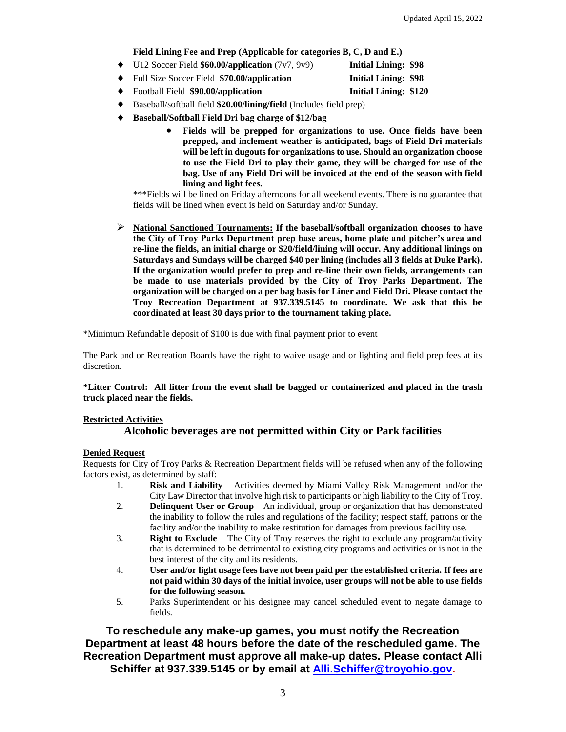**Field Lining Fee and Prep (Applicable for categories B, C, D and E.)**

- U12 Soccer Field **$60.00/application** (7v7, 9v9) **Initial Lining: $98**
- Full Size Soccer Field **$70.00/application** **Initial Lining: $98**
- Football Field **$90.00/application** **Initial Lining: $120**
- Baseball/softball field **$20.00/lining/field** (Includes field prep)
- **Baseball/Softball Field Dri bag charge of $12/bag**
    - **Fields will be prepped for organizations to use. Once fields have been prepped, and inclement weather is anticipated, bags of Field Dri materials will be left in dugouts for organizations to use. Should an organization choose to use the Field Dri to play their game, they will be charged for use of the bag. Use of any Field Dri will be invoiced at the end of the season with field lining and light fees.**

***Fields will be lined on Friday afternoons for all weekend events. There is no guarantee that fields will be lined when event is held on Saturday and/or Sunday.

- **<u>National Sanctioned Tournaments:</u> If the baseball/softball organization chooses to have the City of Troy Parks Department prep base areas, home plate and pitcher's area and re-line the fields, an initial charge or $20/field/lining will occur. Any additional linings on Saturdays and Sundays will be charged $40 per lining (includes all 3 fields at Duke Park). If the organization would prefer to prep and re-line their own fields, arrangements can be made to use materials provided by the City of Troy Parks Department. The organization will be charged on a per bag basis for Liner and Field Dri. Please contact the Troy Recreation Department at 937.339.5145 to coordinate. We ask that this be coordinated at least 30 days prior to the tournament taking place.**

*Minimum Refundable deposit of $100 is due with final payment prior to event

The Park and or Recreation Boards have the right to waive usage and or lighting and field prep fees at its discretion.

***Litter Control: All litter from the event shall be bagged or containerized and placed in the trash truck placed near the fields.**

**<u>Restricted Activities</u>**

## Alcoholic beverages are not permitted within City or Park facilities

**<u>Denied Request</u>**

Requests for City of Troy Parks & Recreation Department fields will be refused when any of the following factors exist, as determined by staff:

1. **Risk and Liability** – Activities deemed by Miami Valley Risk Management and/or the City Law Director that involve high risk to participants or high liability to the City of Troy.
2. **Delinquent User or Group** – An individual, group or organization that has demonstrated the inability to follow the rules and regulations of the facility; respect staff, patrons or the facility and/or the inability to make restitution for damages from previous facility use.
3. **Right to Exclude** – The City of Troy reserves the right to exclude any program/activity that is determined to be detrimental to existing city programs and activities or is not in the best interest of the city and its residents.
4. **User and/or light usage fees have not been paid per the established criteria. If fees are not paid within 30 days of the initial invoice, user groups will not be able to use fields for the following season.**
5. Parks Superintendent or his designee may cancel scheduled event to negate damage to fields.

**To reschedule any make-up games, you must notify the Recreation Department at least 48 hours before the date of the rescheduled game. The Recreation Department must approve all make-up dates. Please contact Alli Schiffer at 937.339.5145 or by email at Alli.Schiffer@troyohio.gov.**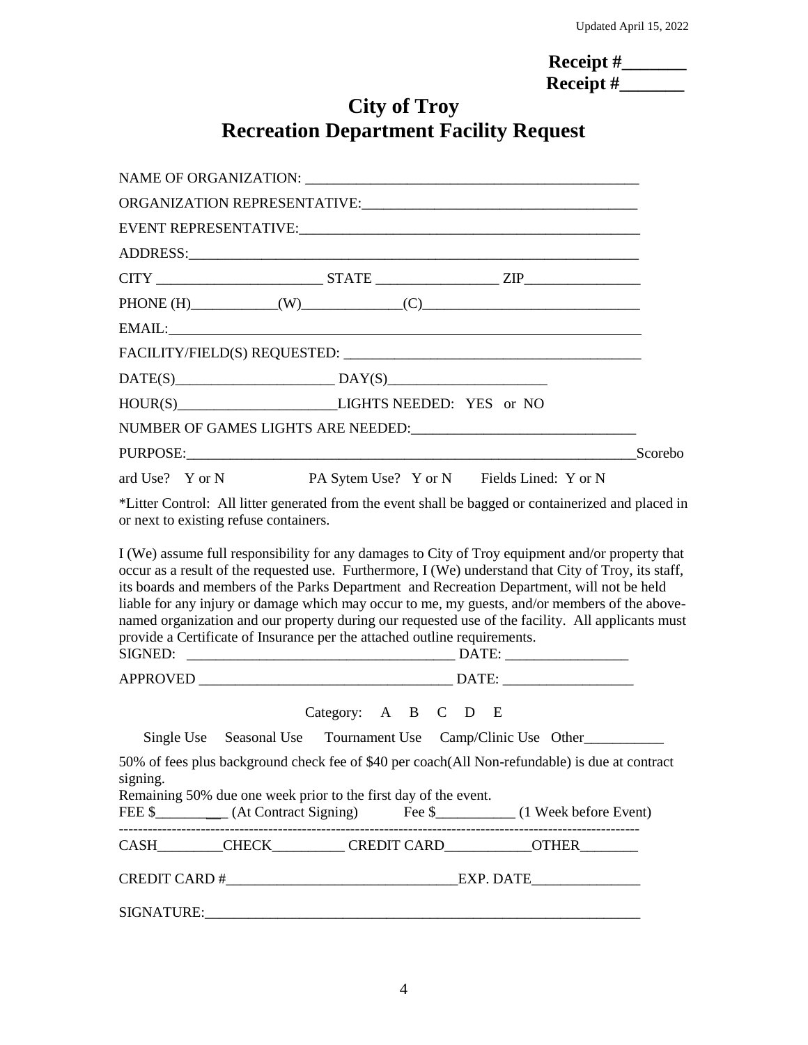Updated April 15, 2022

**Receipt #_______**
**Receipt #_______**

# City of Troy
# Recreation Department Facility Request

NAME OF ORGANIZATION: _____________________________________________

ORGANIZATION REPRESENTATIVE:_____________________________________

EVENT REPRESENTATIVE:_____________________________________________

ADDRESS:__________________________________________________________

CITY _______________________ STATE ________________ ZIP_______________

PHONE (H)___________(W)_____________(C)____________________________

EMAIL:____________________________________________________________

FACILITY/FIELD(S) REQUESTED: _____________________________________

DATE(S)_____________________ DAY(S)_____________________

HOUR(S)_____________________LIGHTS NEEDED: YES or NO

NUMBER OF GAMES LIGHTS ARE NEEDED:______________________________

PURPOSE:_____________________________________________________________Scorebo ard Use? Y or N PA Sytem Use? Y or N Fields Lined: Y or N

*Litter Control: All litter generated from the event shall be bagged or containerized and placed in or next to existing refuse containers.

I (We) assume full responsibility for any damages to City of Troy equipment and/or property that occur as a result of the requested use. Furthermore, I (We) understand that City of Troy, its staff, its boards and members of the Parks Department and Recreation Department, will not be held liable for any injury or damage which may occur to me, my guests, and/or members of the above-named organization and our property during our requested use of the facility. All applicants must provide a Certificate of Insurance per the attached outline requirements.

SIGNED: ____________________________________ DATE: ________________

APPROVED __________________________________ DATE: _________________

Category: A B C D E

Single Use Seasonal Use Tournament Use Camp/Clinic Use Other___________

50% of fees plus background check fee of $40 per coach(All Non-refundable) is due at contract signing.

Remaining 50% due one week prior to the first day of the event.

FEE $__________ (At Contract Signing) Fee $__________ (1 Week before Event)

---

CASH_________CHECK__________ CREDIT CARD____________OTHER________

CREDIT CARD #________________________________EXP. DATE______________

SIGNATURE:_____________________________________________________________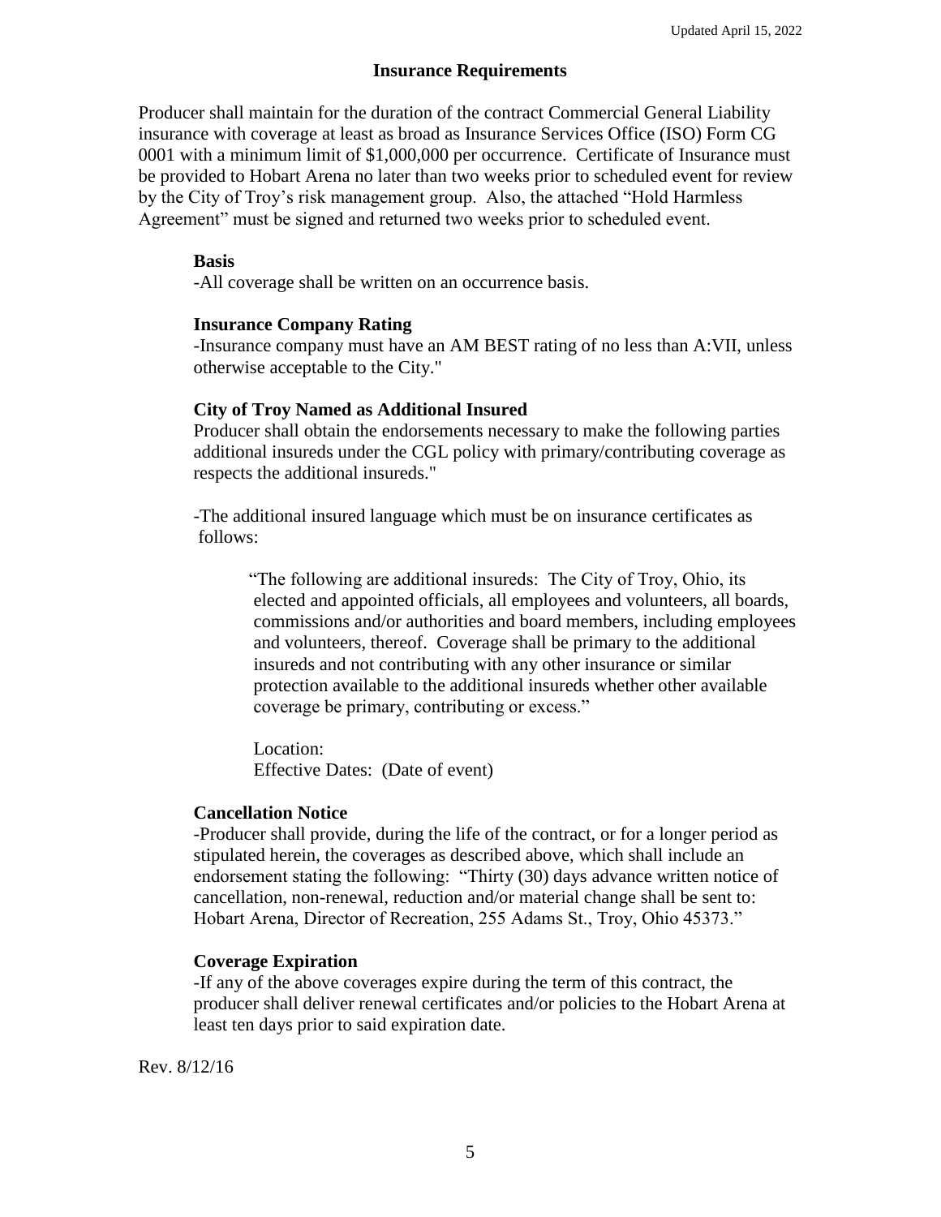## Insurance Requirements

Producer shall maintain for the duration of the contract Commercial General Liability insurance with coverage at least as broad as Insurance Services Office (ISO) Form CG 0001 with a minimum limit of $1,000,000 per occurrence. Certificate of Insurance must be provided to Hobart Arena no later than two weeks prior to scheduled event for review by the City of Troy's risk management group. Also, the attached "Hold Harmless Agreement" must be signed and returned two weeks prior to scheduled event.

**Basis**

-All coverage shall be written on an occurrence basis.

**Insurance Company Rating**

-Insurance company must have an AM BEST rating of no less than A:VII, unless otherwise acceptable to the City."

**City of Troy Named as Additional Insured**

Producer shall obtain the endorsements necessary to make the following parties additional insureds under the CGL policy with primary/contributing coverage as respects the additional insureds."

-The additional insured language which must be on insurance certificates as follows:

> "The following are additional insureds: The City of Troy, Ohio, its elected and appointed officials, all employees and volunteers, all boards, commissions and/or authorities and board members, including employees and volunteers, thereof. Coverage shall be primary to the additional insureds and not contributing with any other insurance or similar protection available to the additional insureds whether other available coverage be primary, contributing or excess."
>
> Location:
> Effective Dates: (Date of event)

**Cancellation Notice**

-Producer shall provide, during the life of the contract, or for a longer period as stipulated herein, the coverages as described above, which shall include an endorsement stating the following: "Thirty (30) days advance written notice of cancellation, non-renewal, reduction and/or material change shall be sent to: Hobart Arena, Director of Recreation, 255 Adams St., Troy, Ohio 45373."

**Coverage Expiration**

-If any of the above coverages expire during the term of this contract, the producer shall deliver renewal certificates and/or policies to the Hobart Arena at least ten days prior to said expiration date.

Rev. 8/12/16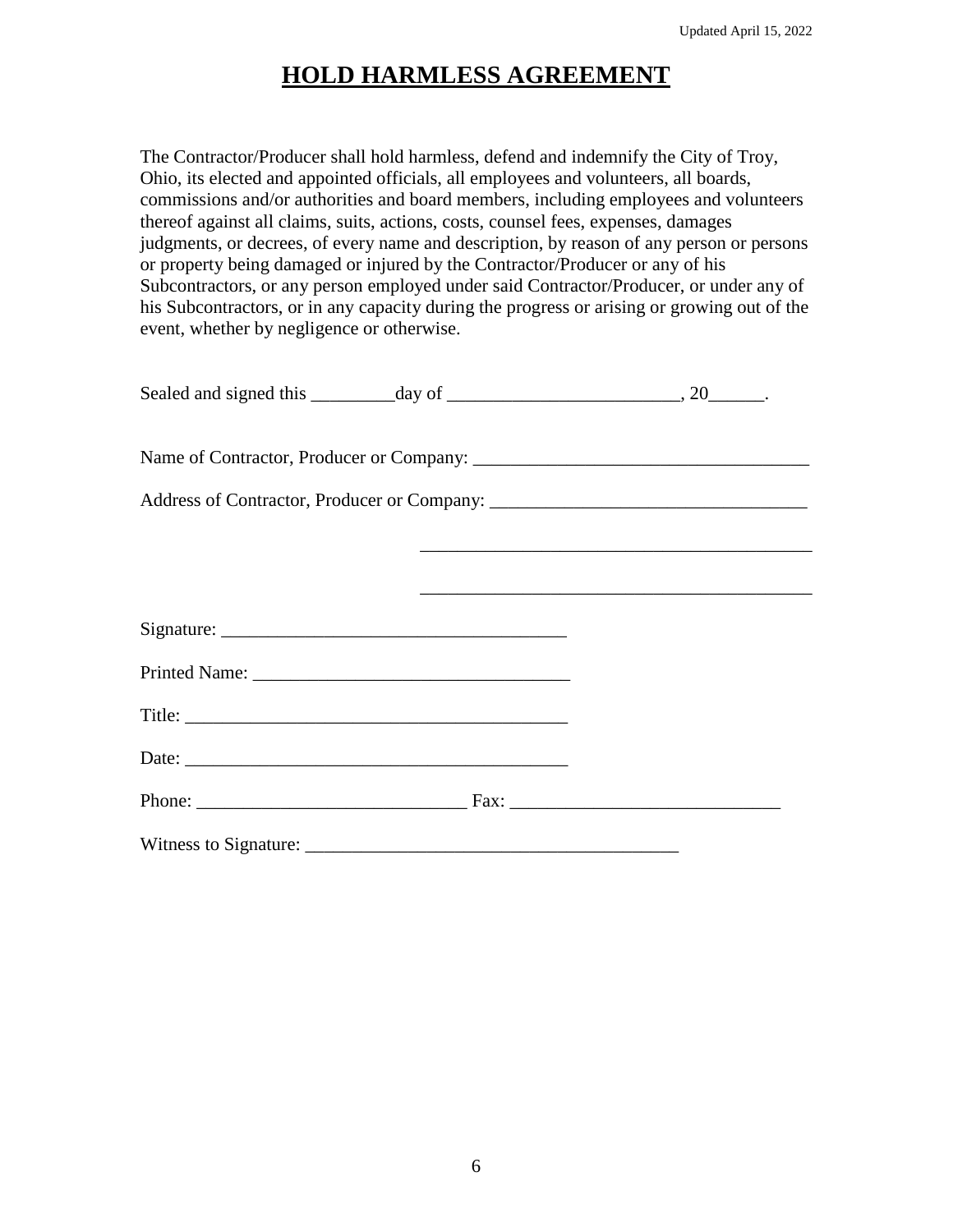# **HOLD HARMLESS AGREEMENT**

The Contractor/Producer shall hold harmless, defend and indemnify the City of Troy, Ohio, its elected and appointed officials, all employees and volunteers, all boards, commissions and/or authorities and board members, including employees and volunteers thereof against all claims, suits, actions, costs, counsel fees, expenses, damages judgments, or decrees, of every name and description, by reason of any person or persons or property being damaged or injured by the Contractor/Producer or any of his Subcontractors, or any person employed under said Contractor/Producer, or under any of his Subcontractors, or in any capacity during the progress or arising or growing out of the event, whether by negligence or otherwise.

Sealed and signed this _________day of _________________________, 20______.

Name of Contractor, Producer or Company: ___________________________________

Address of Contractor, Producer or Company: _________________________________

_________________________________________

_________________________________________

Signature: _____________________________________

Printed Name: __________________________________

Title: _________________________________________

Date: _________________________________________

Phone: _____________________________ Fax: _____________________________

Witness to Signature: ________________________________________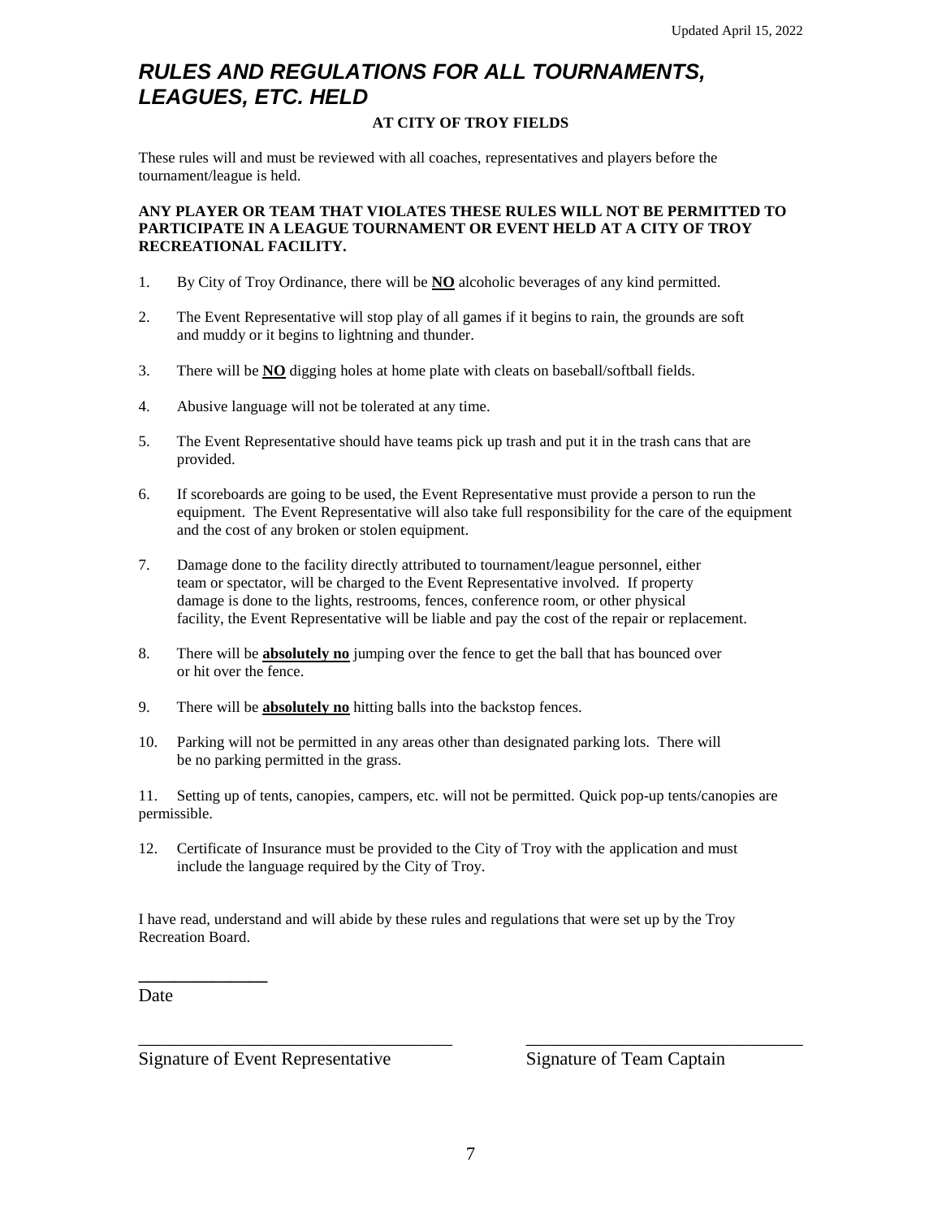# *RULES AND REGULATIONS FOR ALL TOURNAMENTS, LEAGUES, ETC. HELD*

**AT CITY OF TROY FIELDS**

These rules will and must be reviewed with all coaches, representatives and players before the tournament/league is held.

**ANY PLAYER OR TEAM THAT VIOLATES THESE RULES WILL NOT BE PERMITTED TO PARTICIPATE IN A LEAGUE TOURNAMENT OR EVENT HELD AT A CITY OF TROY RECREATIONAL FACILITY.**

1. By City of Troy Ordinance, there will be **NO** alcoholic beverages of any kind permitted.

2. The Event Representative will stop play of all games if it begins to rain, the grounds are soft and muddy or it begins to lightning and thunder.

3. There will be **NO** digging holes at home plate with cleats on baseball/softball fields.

4. Abusive language will not be tolerated at any time.

5. The Event Representative should have teams pick up trash and put it in the trash cans that are provided.

6. If scoreboards are going to be used, the Event Representative must provide a person to run the equipment. The Event Representative will also take full responsibility for the care of the equipment and the cost of any broken or stolen equipment.

7. Damage done to the facility directly attributed to tournament/league personnel, either team or spectator, will be charged to the Event Representative involved. If property damage is done to the lights, restrooms, fences, conference room, or other physical facility, the Event Representative will be liable and pay the cost of the repair or replacement.

8. There will be **absolutely no** jumping over the fence to get the ball that has bounced over or hit over the fence.

9. There will be **absolutely no** hitting balls into the backstop fences.

10. Parking will not be permitted in any areas other than designated parking lots. There will be no parking permitted in the grass.

11. Setting up of tents, canopies, campers, etc. will not be permitted. Quick pop-up tents/canopies are permissible.

12. Certificate of Insurance must be provided to the City of Troy with the application and must include the language required by the City of Troy.

I have read, understand and will abide by these rules and regulations that were set up by the Troy Recreation Board.

______________
Date

___________________________________ ___________________________________
Signature of Event Representative Signature of Team Captain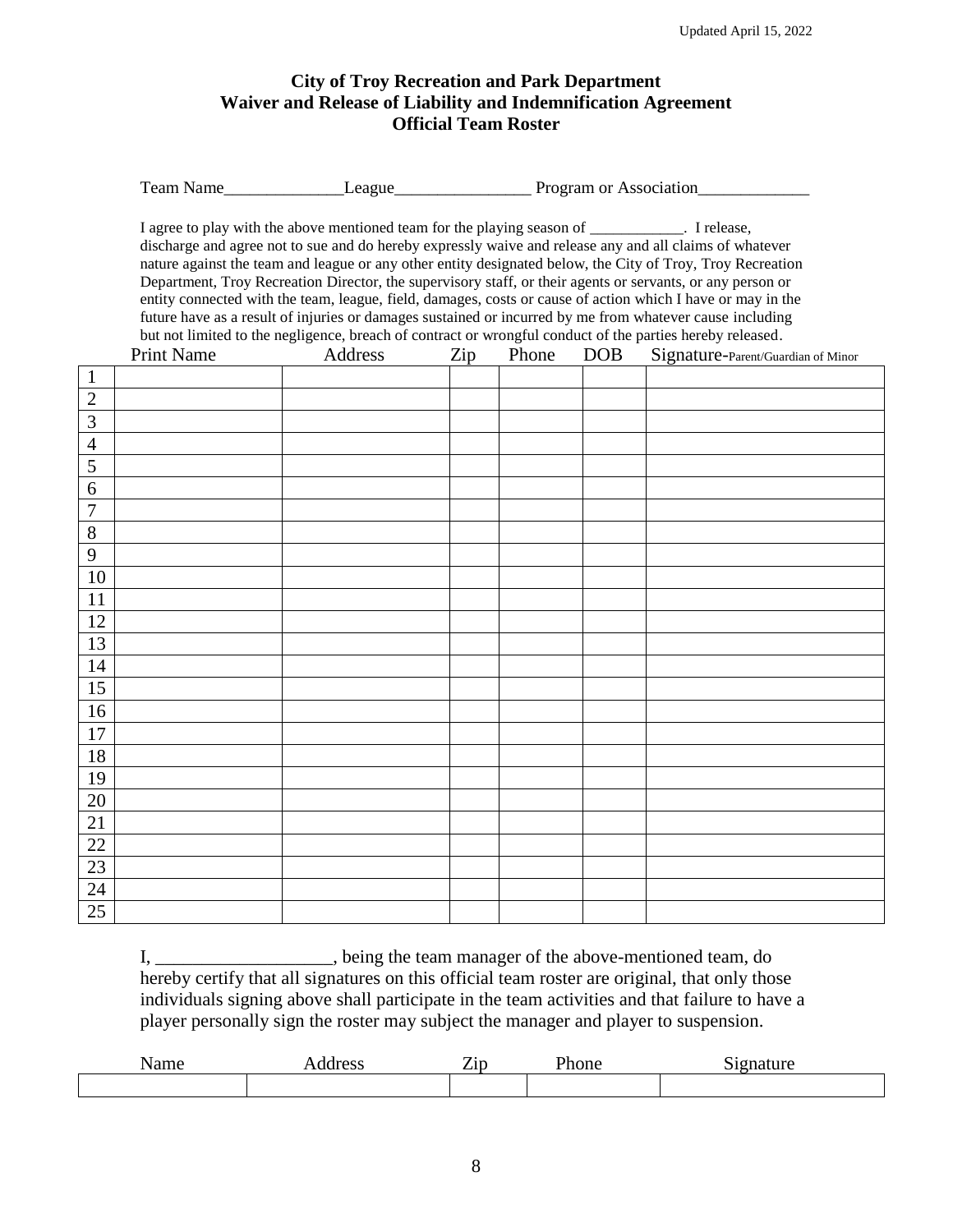"Updated April 15, 2022" appears at top right — it's likely a running header, but could be unique. I'll omit it as a header.

## City of Troy Recreation and Park Department
## Waiver and Release of Liability and Indemnification Agreement
## Official Team Roster

Team Name______________League________________ Program or Association_____________

I agree to play with the above mentioned team for the playing season of ____________. I release, discharge and agree not to sue and do hereby expressly waive and release any and all claims of whatever nature against the team and league or any other entity designated below, the City of Troy, Troy Recreation Department, Troy Recreation Director, the supervisory staff, or their agents or servants, or any person or entity connected with the team, league, field, damages, costs or cause of action which I have or may in the future have as a result of injuries or damages sustained or incurred by me from whatever cause including but not limited to the negligence, breach of contract or wrongful conduct of the parties hereby released.

| | Print Name | Address | Zip | Phone | DOB | Signature-Parent/Guardian of Minor |
|---|---|---|---|---|---|---|
| 1 | | | | | | |
| 2 | | | | | | |
| 3 | | | | | | |
| 4 | | | | | | |
| 5 | | | | | | |
| 6 | | | | | | |
| 7 | | | | | | |
| 8 | | | | | | |
| 9 | | | | | | |
| 10 | | | | | | |
| 11 | | | | | | |
| 12 | | | | | | |
| 13 | | | | | | |
| 14 | | | | | | |
| 15 | | | | | | |
| 16 | | | | | | |
| 17 | | | | | | |
| 18 | | | | | | |
| 19 | | | | | | |
| 20 | | | | | | |
| 21 | | | | | | |
| 22 | | | | | | |
| 23 | | | | | | |
| 24 | | | | | | |
| 25 | | | | | | |

I, ___________________, being the team manager of the above-mentioned team, do hereby certify that all signatures on this official team roster are original, that only those individuals signing above shall participate in the team activities and that failure to have a player personally sign the roster may subject the manager and player to suspension.

| Name | Address | Zip | Phone | Signature |
|---|---|---|---|---|
| | | | | |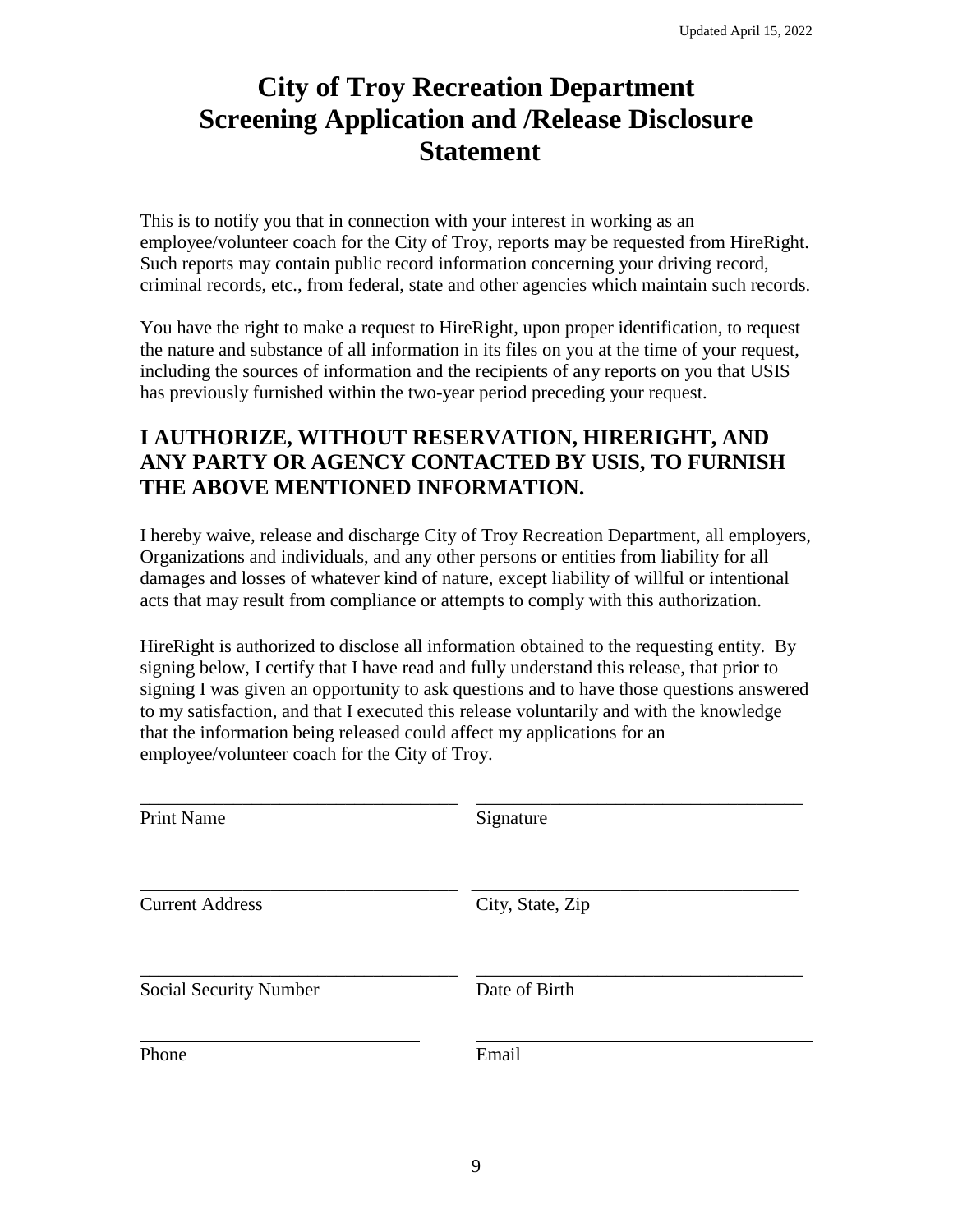# City of Troy Recreation Department Screening Application and /Release Disclosure Statement

This is to notify you that in connection with your interest in working as an employee/volunteer coach for the City of Troy, reports may be requested from HireRight. Such reports may contain public record information concerning your driving record, criminal records, etc., from federal, state and other agencies which maintain such records.

You have the right to make a request to HireRight, upon proper identification, to request the nature and substance of all information in its files on you at the time of your request, including the sources of information and the recipients of any reports on you that USIS has previously furnished within the two-year period preceding your request.

## I AUTHORIZE, WITHOUT RESERVATION, HIRERIGHT, AND ANY PARTY OR AGENCY CONTACTED BY USIS, TO FURNISH THE ABOVE MENTIONED INFORMATION.

I hereby waive, release and discharge City of Troy Recreation Department, all employers, Organizations and individuals, and any other persons or entities from liability for all damages and losses of whatever kind of nature, except liability of willful or intentional acts that may result from compliance or attempts to comply with this authorization.

HireRight is authorized to disclose all information obtained to the requesting entity. By signing below, I certify that I have read and fully understand this release, that prior to signing I was given an opportunity to ask questions and to have those questions answered to my satisfaction, and that I executed this release voluntarily and with the knowledge that the information being released could affect my applications for an employee/volunteer coach for the City of Troy.

___________________________________ ___________________________________
Print Name Signature

___________________________________ ___________________________________
Current Address City, State, Zip

___________________________________ ___________________________________
Social Security Number Date of Birth

___________________________________ ___________________________________
Phone Email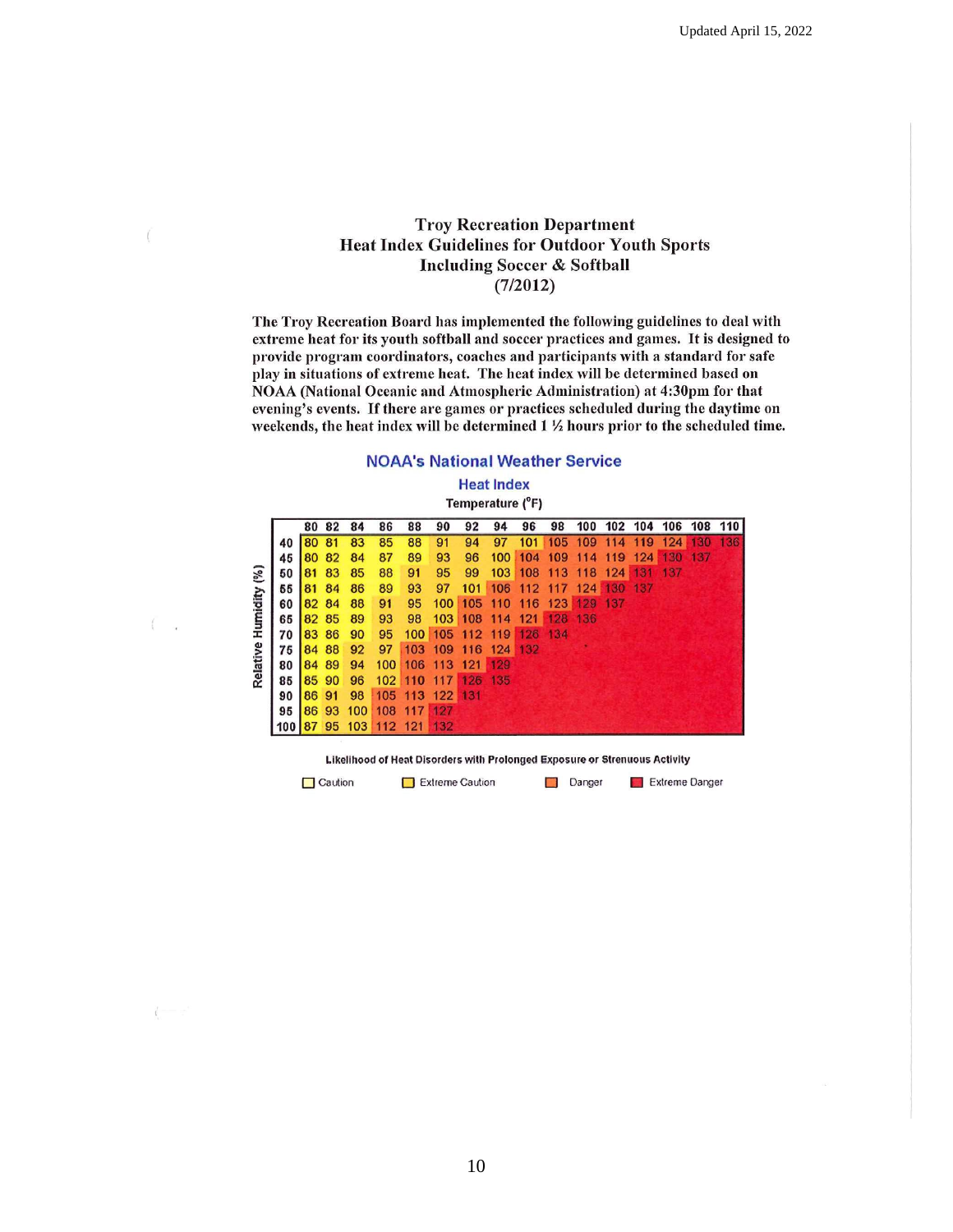# Troy Recreation Department
## Heat Index Guidelines for Outdoor Youth Sports
## Including Soccer & Softball
## (7/2012)

**The Troy Recreation Board has implemented the following guidelines to deal with extreme heat for its youth softball and soccer practices and games. It is designed to provide program coordinators, coaches and participants with a standard for safe play in situations of extreme heat. The heat index will be determined based on NOAA (National Oceanic and Atmospheric Administration) at 4:30pm for that evening's events. If there are games or practices scheduled during the daytime on weekends, the heat index will be determined 1 ½ hours prior to the scheduled time.**

### NOAA's National Weather Service

#### Heat Index

Temperature (°F)

| Relative Humidity (%) | 80 | 82 | 84 | 86 | 88 | 90 | 92 | 94 | 96 | 98 | 100 | 102 | 104 | 106 | 108 | 110 |
|---|---|---|---|---|---|---|---|---|---|---|---|---|---|---|---|---|
| 40 | 80 | 81 | 83 | 85 | 88 | 91 | 94 | 97 | 101 | 105 | 109 | 114 | 119 | 124 | 130 | 136 |
| 45 | 80 | 82 | 84 | 87 | 89 | 93 | 96 | 100 | 104 | 109 | 114 | 119 | 124 | 130 | 137 | |
| 50 | 81 | 83 | 85 | 88 | 91 | 95 | 99 | 103 | 108 | 113 | 118 | 124 | 131 | 137 | | |
| 55 | 81 | 84 | 86 | 89 | 93 | 97 | 101 | 106 | 112 | 117 | 124 | 130 | 137 | | | |
| 60 | 82 | 84 | 88 | 91 | 95 | 100 | 105 | 110 | 116 | 123 | 129 | 137 | | | | |
| 65 | 82 | 85 | 89 | 93 | 98 | 103 | 108 | 114 | 121 | 128 | 136 | | | | | |
| 70 | 83 | 86 | 90 | 95 | 100 | 105 | 112 | 119 | 126 | 134 | | | | | | |
| 75 | 84 | 88 | 92 | 97 | 103 | 109 | 116 | 124 | 132 | | | | | | | |
| 80 | 84 | 89 | 94 | 100 | 106 | 113 | 121 | 129 | | | | | | | | |
| 85 | 85 | 90 | 96 | 102 | 110 | 117 | 126 | 135 | | | | | | | | |
| 90 | 86 | 91 | 98 | 105 | 113 | 122 | 131 | | | | | | | | | |
| 95 | 86 | 93 | 100 | 108 | 117 | 127 | | | | | | | | | | |
| 100 | 87 | 95 | 103 | 112 | 121 | 132 | | | | | | | | | | |

**Likelihood of Heat Disorders with Prolonged Exposure or Strenuous Activity**

Caution | Extreme Caution | Danger | Extreme Danger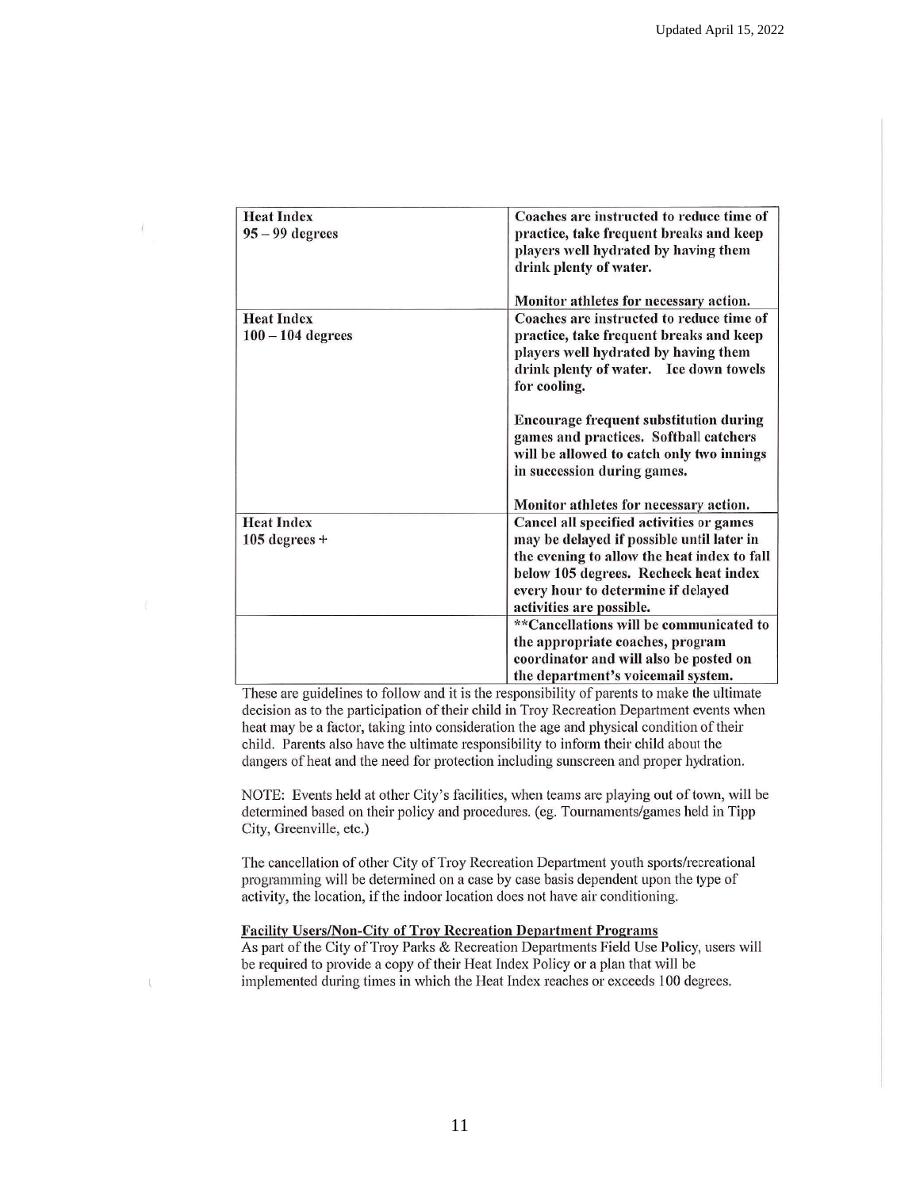| Heat Index | Actions |
|---|---|
| **Heat Index**<br>**95 – 99 degrees** | **Coaches are instructed to reduce time of practice, take frequent breaks and keep players well hydrated by having them drink plenty of water.**<br><br>**Monitor athletes for necessary action.** |
| **Heat Index**<br>**100 – 104 degrees** | **Coaches are instructed to reduce time of practice, take frequent breaks and keep players well hydrated by having them drink plenty of water. Ice down towels for cooling.**<br><br>**Encourage frequent substitution during games and practices. Softball catchers will be allowed to catch only two innings in succession during games.**<br><br>**Monitor athletes for necessary action.** |
| **Heat Index**<br>**105 degrees +** | **Cancel all specified activities or games may be delayed if possible until later in the evening to allow the heat index to fall below 105 degrees. Recheck heat index every hour to determine if delayed activities are possible.** |
| | **\*\*Cancellations will be communicated to the appropriate coaches, program coordinator and will also be posted on the department's voicemail system.** |

These are guidelines to follow and it is the responsibility of parents to make the ultimate decision as to the participation of their child in Troy Recreation Department events when heat may be a factor, taking into consideration the age and physical condition of their child. Parents also have the ultimate responsibility to inform their child about the dangers of heat and the need for protection including sunscreen and proper hydration.

NOTE: Events held at other City's facilities, when teams are playing out of town, will be determined based on their policy and procedures. (eg. Tournaments/games held in Tipp City, Greenville, etc.)

The cancellation of other City of Troy Recreation Department youth sports/recreational programming will be determined on a case by case basis dependent upon the type of activity, the location, if the indoor location does not have air conditioning.

**Facility Users/Non-City of Troy Recreation Department Programs**

As part of the City of Troy Parks & Recreation Departments Field Use Policy, users will be required to provide a copy of their Heat Index Policy or a plan that will be implemented during times in which the Heat Index reaches or exceeds 100 degrees.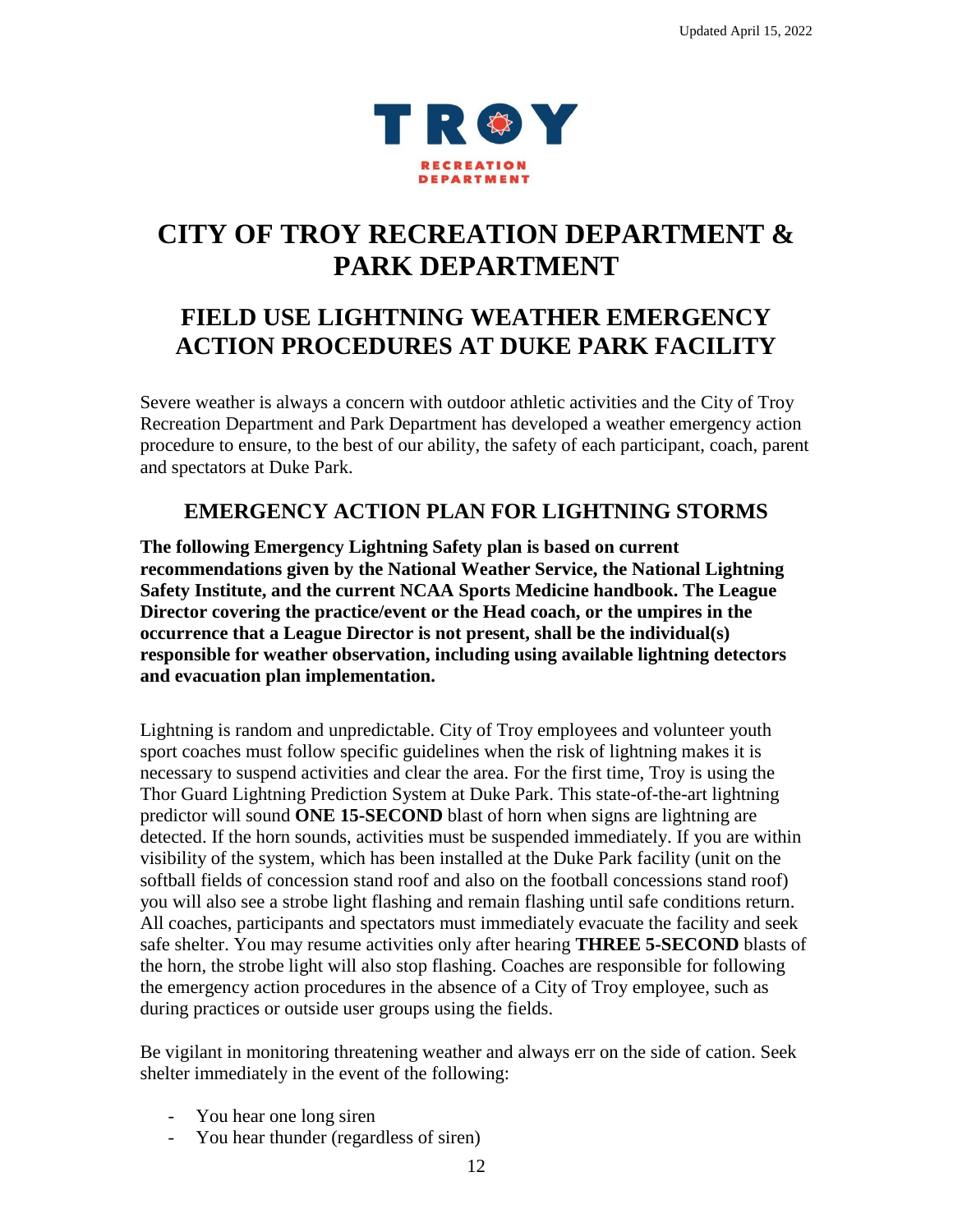TROY

RECREATION DEPARTMENT

# CITY OF TROY RECREATION DEPARTMENT & PARK DEPARTMENT

## FIELD USE LIGHTNING WEATHER EMERGENCY ACTION PROCEDURES AT DUKE PARK FACILITY

Severe weather is always a concern with outdoor athletic activities and the City of Troy Recreation Department and Park Department has developed a weather emergency action procedure to ensure, to the best of our ability, the safety of each participant, coach, parent and spectators at Duke Park.

### EMERGENCY ACTION PLAN FOR LIGHTNING STORMS

**The following Emergency Lightning Safety plan is based on current recommendations given by the National Weather Service, the National Lightning Safety Institute, and the current NCAA Sports Medicine handbook. The League Director covering the practice/event or the Head coach, or the umpires in the occurrence that a League Director is not present, shall be the individual(s) responsible for weather observation, including using available lightning detectors and evacuation plan implementation.**

Lightning is random and unpredictable. City of Troy employees and volunteer youth sport coaches must follow specific guidelines when the risk of lightning makes it is necessary to suspend activities and clear the area. For the first time, Troy is using the Thor Guard Lightning Prediction System at Duke Park. This state-of-the-art lightning predictor will sound **ONE 15-SECOND** blast of horn when signs are lightning are detected. If the horn sounds, activities must be suspended immediately. If you are within visibility of the system, which has been installed at the Duke Park facility (unit on the softball fields of concession stand roof and also on the football concessions stand roof) you will also see a strobe light flashing and remain flashing until safe conditions return. All coaches, participants and spectators must immediately evacuate the facility and seek safe shelter. You may resume activities only after hearing **THREE 5-SECOND** blasts of the horn, the strobe light will also stop flashing. Coaches are responsible for following the emergency action procedures in the absence of a City of Troy employee, such as during practices or outside user groups using the fields.

Be vigilant in monitoring threatening weather and always err on the side of cation. Seek shelter immediately in the event of the following:

- You hear one long siren
- You hear thunder (regardless of siren)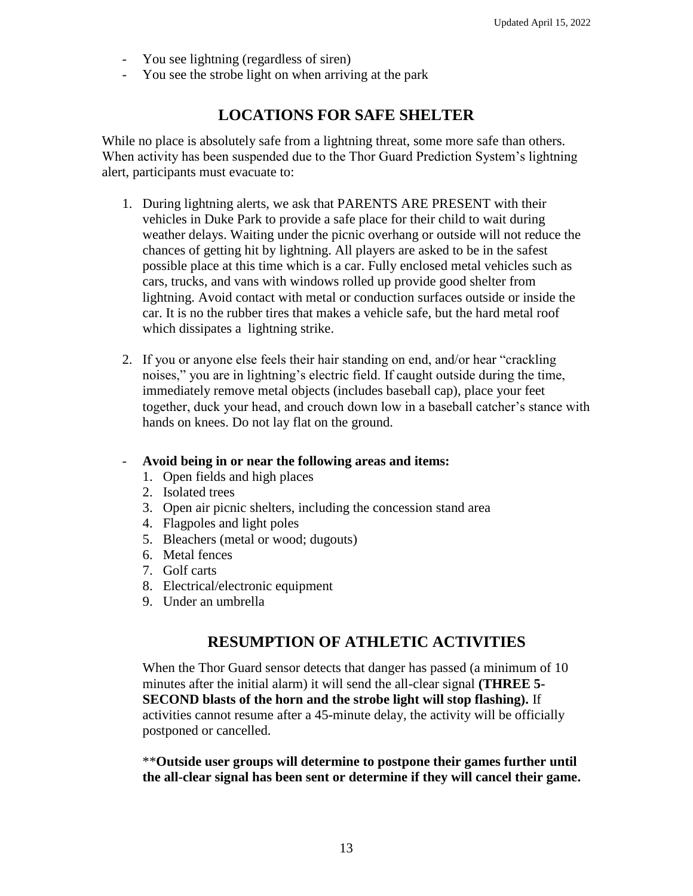- You see lightning (regardless of siren)
- You see the strobe light on when arriving at the park

## LOCATIONS FOR SAFE SHELTER

While no place is absolutely safe from a lightning threat, some more safe than others. When activity has been suspended due to the Thor Guard Prediction System's lightning alert, participants must evacuate to:

1. During lightning alerts, we ask that PARENTS ARE PRESENT with their vehicles in Duke Park to provide a safe place for their child to wait during weather delays. Waiting under the picnic overhang or outside will not reduce the chances of getting hit by lightning. All players are asked to be in the safest possible place at this time which is a car. Fully enclosed metal vehicles such as cars, trucks, and vans with windows rolled up provide good shelter from lightning. Avoid contact with metal or conduction surfaces outside or inside the car. It is no the rubber tires that makes a vehicle safe, but the hard metal roof which dissipates a lightning strike.

2. If you or anyone else feels their hair standing on end, and/or hear "crackling noises," you are in lightning's electric field. If caught outside during the time, immediately remove metal objects (includes baseball cap), place your feet together, duck your head, and crouch down low in a baseball catcher's stance with hands on knees. Do not lay flat on the ground.

- **Avoid being in or near the following areas and items:**
  1. Open fields and high places
  2. Isolated trees
  3. Open air picnic shelters, including the concession stand area
  4. Flagpoles and light poles
  5. Bleachers (metal or wood; dugouts)
  6. Metal fences
  7. Golf carts
  8. Electrical/electronic equipment
  9. Under an umbrella

## RESUMPTION OF ATHLETIC ACTIVITIES

When the Thor Guard sensor detects that danger has passed (a minimum of 10 minutes after the initial alarm) it will send the all-clear signal **(THREE 5-SECOND blasts of the horn and the strobe light will stop flashing).** If activities cannot resume after a 45-minute delay, the activity will be officially postponed or cancelled.

**\*\*Outside user groups will determine to postpone their games further until the all-clear signal has been sent or determine if they will cancel their game.**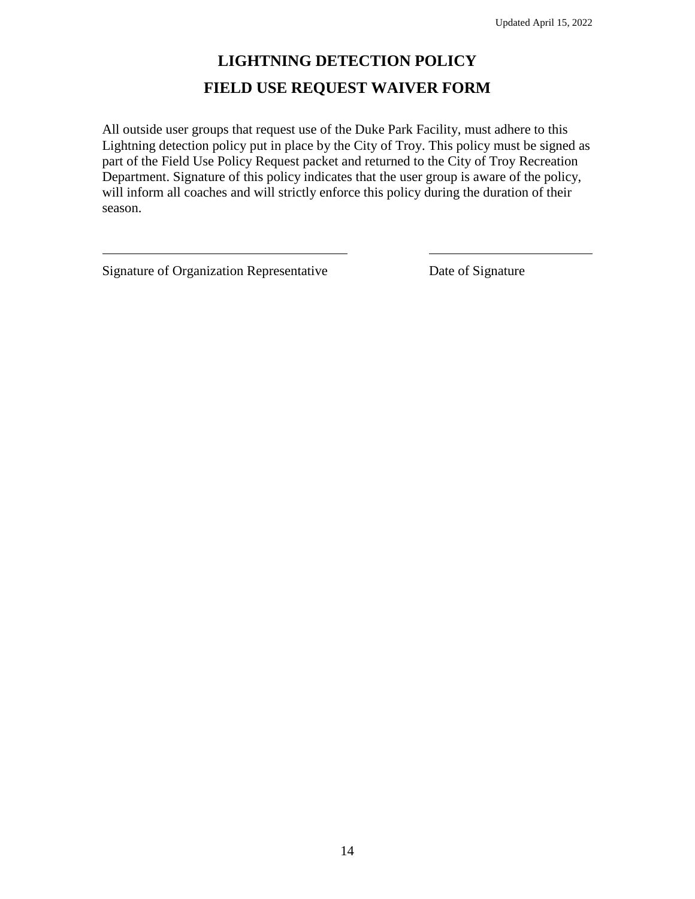# LIGHTNING DETECTION POLICY

# FIELD USE REQUEST WAIVER FORM

All outside user groups that request use of the Duke Park Facility, must adhere to this Lightning detection policy put in place by the City of Troy. This policy must be signed as part of the Field Use Policy Request packet and returned to the City of Troy Recreation Department. Signature of this policy indicates that the user group is aware of the policy, will inform all coaches and will strictly enforce this policy during the duration of their season.

_________________________________________ ____________________________

Signature of Organization Representative Date of Signature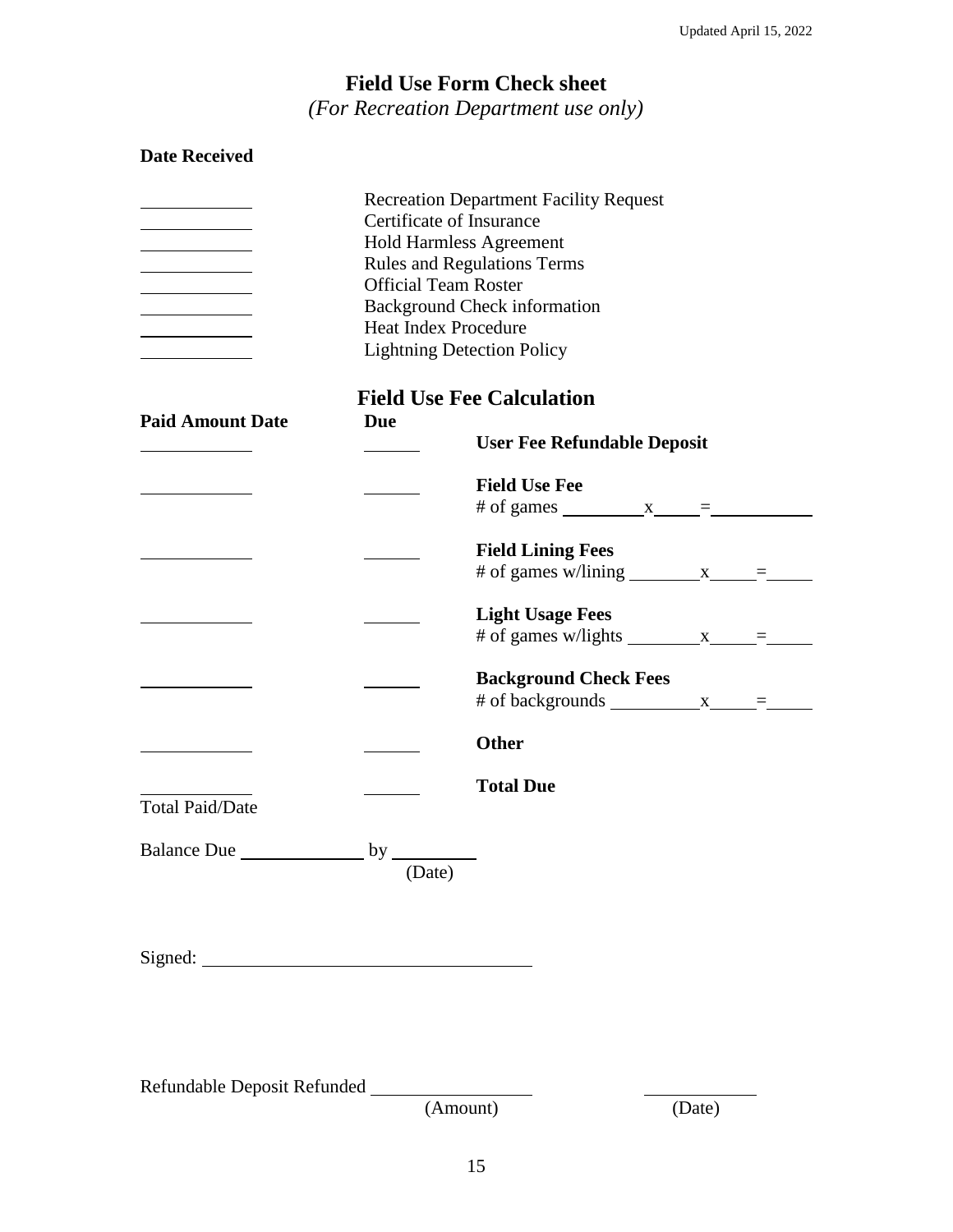Updated April 15, 2022

# Field Use Form Check sheet

*(For Recreation Department use only)*

**Date Received**

| Date Received | Item |
|---|---|
| ____________ | Recreation Department Facility Request |
| ____________ | Certificate of Insurance |
| ____________ | Hold Harmless Agreement |
| ____________ | Rules and Regulations Terms |
| ____________ | Official Team Roster |
| ____________ | Background Check information |
| ____________ | Heat Index Procedure |
| ____________ | Lightning Detection Policy |

## Field Use Fee Calculation

| Paid Amount Date | Due | |
|---|---|---|
| ____________ | ______ | **User Fee Refundable Deposit** |
| ____________ | ______ | **Field Use Fee**<br># of games _________ x _____ = ___________ |
| ____________ | ______ | **Field Lining Fees**<br># of games w/lining ________ x _____ = _____ |
| ____________ | ______ | **Light Usage Fees**<br># of games w/lights ________ x _____ = _____ |
| ____________ | ______ | **Background Check Fees**<br># of backgrounds __________ x _____ = _____ |
| ____________ | ______ | **Other** |
| ____________<br>Total Paid/Date | ______ | **Total Due** |

Balance Due _____________ by _________
(Date)

Signed: ____________________________________

Refundable Deposit Refunded __________________ ____________
(Amount) (Date)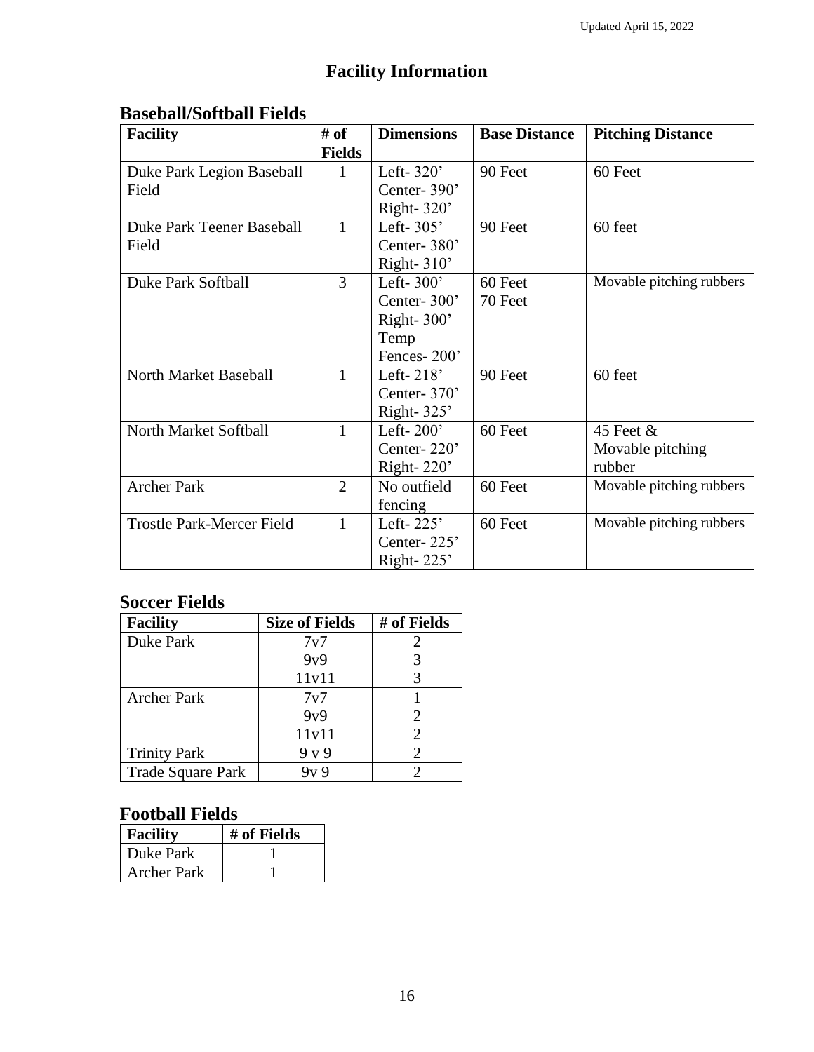# Facility Information

## Baseball/Softball Fields

| Facility | # of Fields | Dimensions | Base Distance | Pitching Distance |
|---|---|---|---|---|
| Duke Park Legion Baseball Field | 1 | Left- 320'<br>Center- 390'<br>Right- 320' | 90 Feet | 60 Feet |
| Duke Park Teener Baseball Field | 1 | Left- 305'<br>Center- 380'<br>Right- 310' | 90 Feet | 60 feet |
| Duke Park Softball | 3 | Left- 300'<br>Center- 300'<br>Right- 300'<br>Temp Fences- 200' | 60 Feet<br>70 Feet | Movable pitching rubbers |
| North Market Baseball | 1 | Left- 218'<br>Center- 370'<br>Right- 325' | 90 Feet | 60 feet |
| North Market Softball | 1 | Left- 200'<br>Center- 220'<br>Right- 220' | 60 Feet | 45 Feet & Movable pitching rubber |
| Archer Park | 2 | No outfield fencing | 60 Feet | Movable pitching rubbers |
| Trostle Park-Mercer Field | 1 | Left- 225'<br>Center- 225'<br>Right- 225' | 60 Feet | Movable pitching rubbers |

## Soccer Fields

| Facility | Size of Fields | # of Fields |
|---|---|---|
| Duke Park | 7v7<br>9v9<br>11v11 | 2<br>3<br>3 |
| Archer Park | 7v7<br>9v9<br>11v11 | 1<br>2<br>2 |
| Trinity Park | 9 v 9 | 2 |
| Trade Square Park | 9v 9 | 2 |

## Football Fields

| Facility | # of Fields |
|---|---|
| Duke Park | 1 |
| Archer Park | 1 |